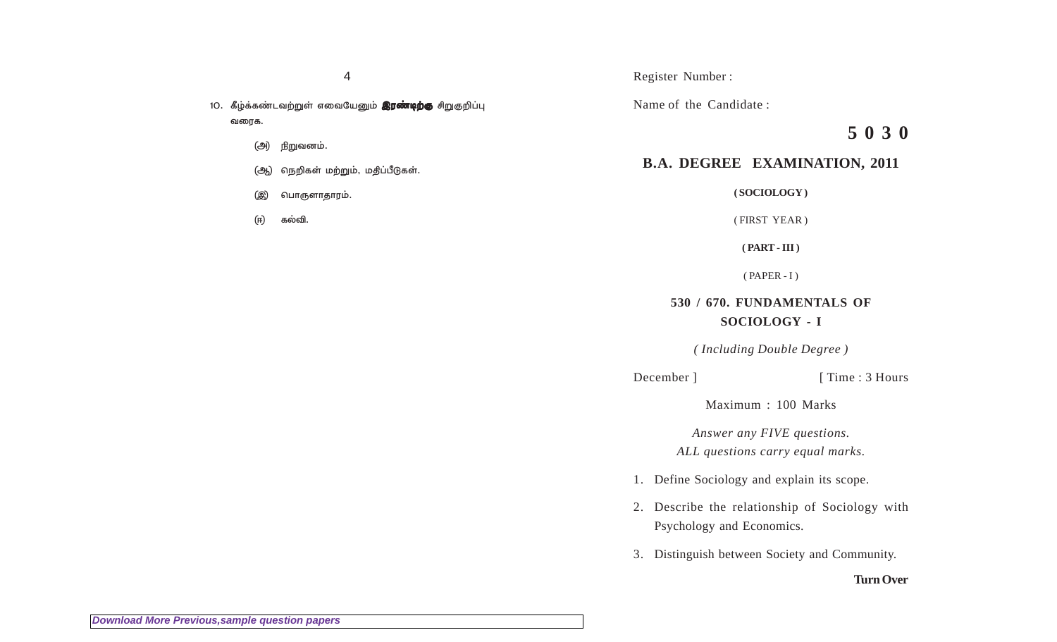10. கீழ்க்கண்டவற்றுள் எவையேனும் **இரண்டிற்கு** சிறுகுறிப்பு வரைக.

   (அ) நிறுவனம்.

   (ஆ) நெறிகள் மற்றும், மதிப்பீடுகள்.

   (இ) பொருளாதாரம்.

   (ஈ) கல்வி.

Register Number :

Name of the Candidate :

# 5 0 3 0

## B.A. DEGREE EXAMINATION, 2011

**( SOCIOLOGY )**

( FIRST YEAR )

**( PART - III )**

( PAPER - I )

**530 / 670. FUNDAMENTALS OF SOCIOLOGY - I**

*( Including Double Degree )*

December ] [ Time : 3 Hours

Maximum : 100 Marks

*Answer any FIVE questions.*
*ALL questions carry equal marks.*

1. Define Sociology and explain its scope.

2. Describe the relationship of Sociology with Psychology and Economics.

3. Distinguish between Society and Community.

**Turn Over**

*Download More Previous,sample question papers*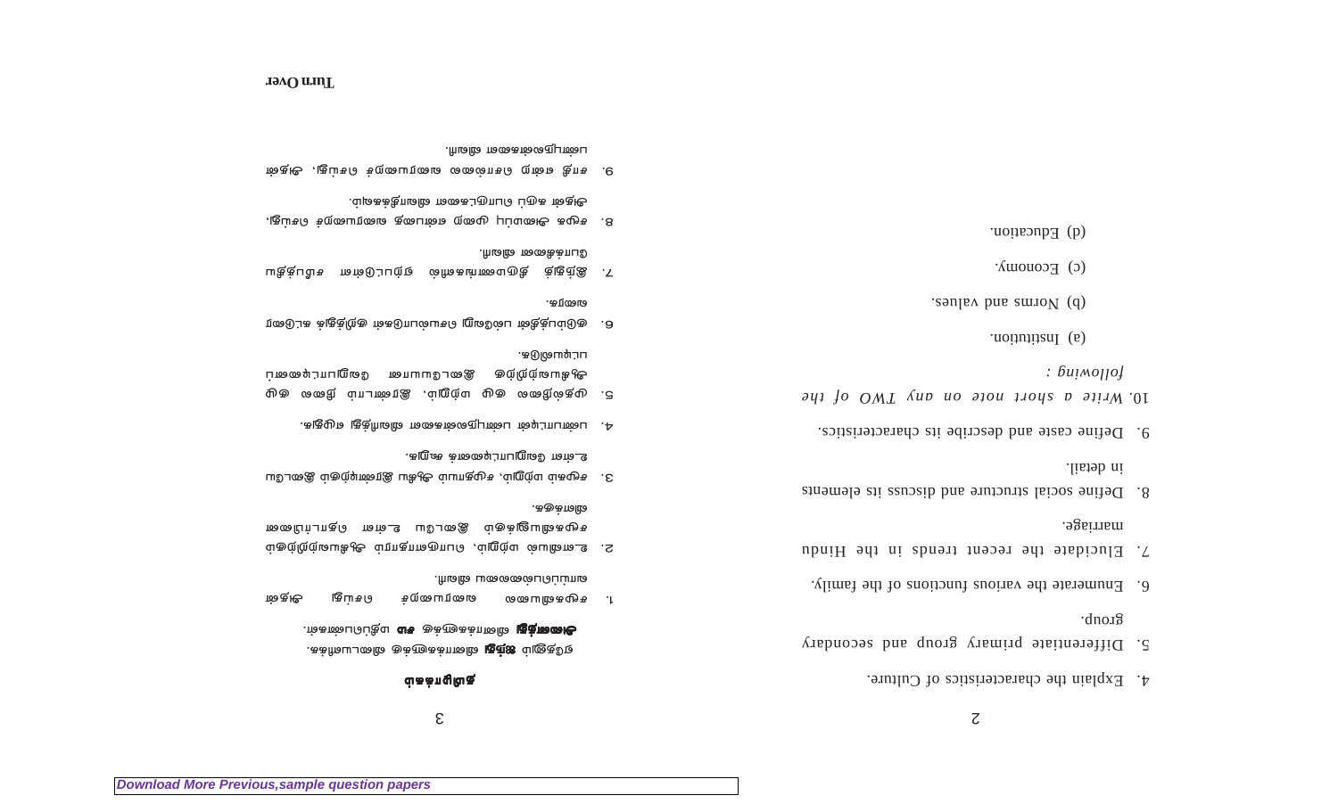4. Explain the characteristics of Culture.

5. Differentiate primary group and secondary group.

6. Enumerate the various functions of the family.

7. Elucidate the recent trends in the Hindu marriage.

8. Define social structure and discuss its elements in detail.

9. Define caste and describe its characteristics.

10. *Write a short note on any TWO of the following :*

    (a) Institution.

    (b) Norms and values.

    (c) Economy.

    (d) Education.

## தமிழாக்கம்

எவையேனும் **ஐந்து** வினாக்களுக்கு விடையளிக்க.

**அனைத்து** வினாக்களுக்கும் **சம** மதிப்பெண்கள்.

1. சமூகவியலை வரையறை செய்து, அதன் வாய்ப்பெல்லையை விவரி.

2. உளவியல் மற்றும், பொருளாதாரம் ஆகியவற்றிற்கும் சமூகவியலுக்கும் இடையே உள்ள தொடர்பினை விளக்குக.

3. சமூகம் மற்றும், சமுதாயம் ஆகிய இரண்டிற்கும் இடையே உள்ள வேறுபாடுகளைக் கூறுக.

4. பண்பாட்டின் பண்புகளை விரிவாக எழுதுக.

5. முதன்மைக் குழு மற்றும், இரண்டாம் நிலை குழு ஆகியவற்றிற்கு இடையேயான வேறுபாடுகளைப் பட்டியலிடுக.

6. குடும்பத்தின் பல்வேறு செயல்பாடுகள் குறித்துக் கட்டுரை வரைக.

7. இந்துத் திருமணங்களில் ஏற்பட்டுள்ள சமீபத்திய போக்குகளை விவரி.

8. சமூக அமைப்பு பற்றி வரையறை செய்து, அதன் கூறு பொருட்களை விளக்கவும்.

9. சாதி என்ற சொல்லை வரையறை செய்து, அதன் பண்புகளை விவரி.